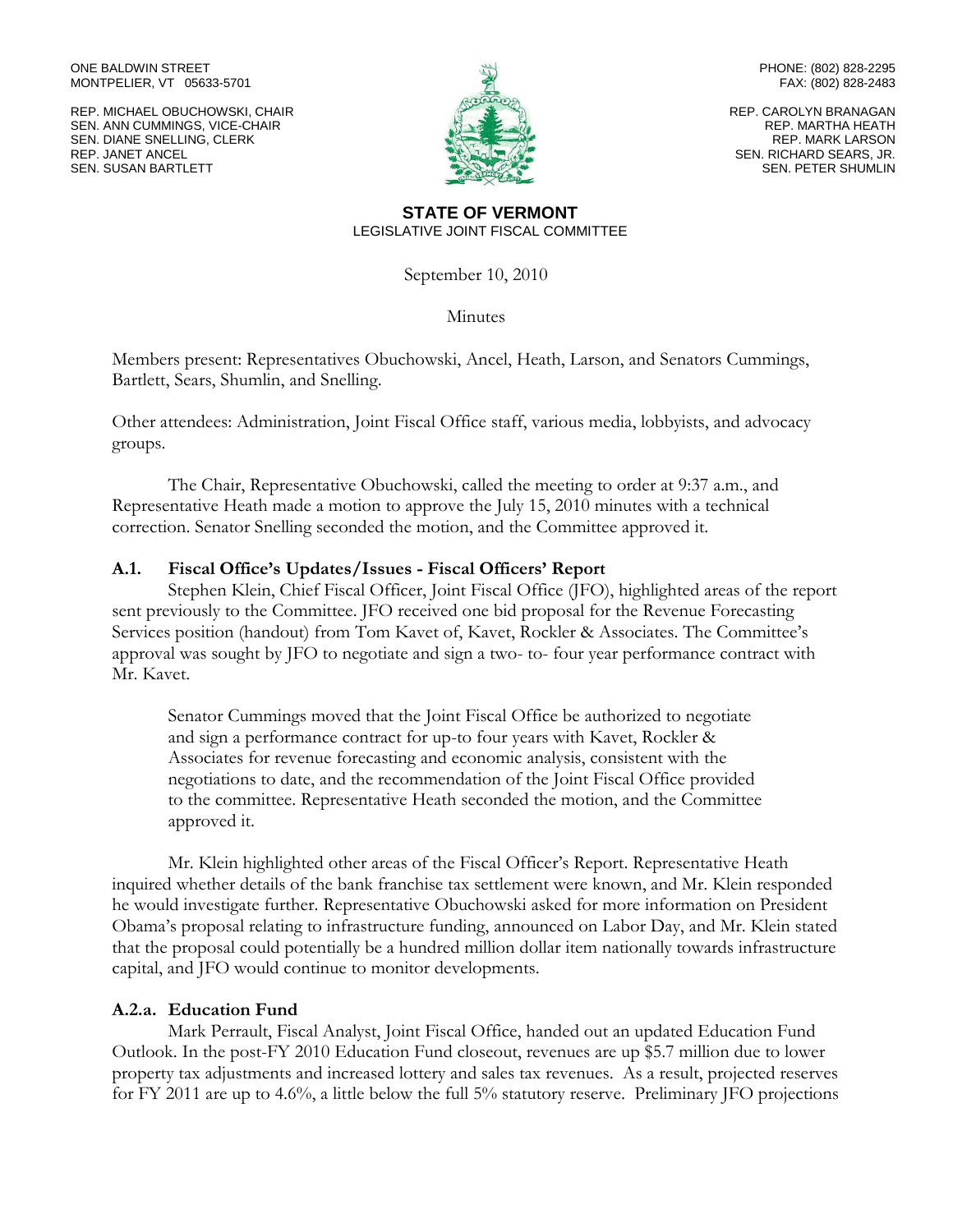ONE BALDWIN STREET
MONTPELIER, VT 05633-5701

REP. MICHAEL OBUCHOWSKI, CHAIR
SEN. ANN CUMMINGS, VICE-CHAIR
SEN. DIANE SNELLING, CLERK
REP. JANET ANCEL
SEN. SUSAN BARTLETT

PHONE: (802) 828-2295
FAX: (802) 828-2483

REP. CAROLYN BRANAGAN
REP. MARTHA HEATH
REP. MARK LARSON
SEN. RICHARD SEARS, JR.
SEN. PETER SHUMLIN

**STATE OF VERMONT**
LEGISLATIVE JOINT FISCAL COMMITTEE

September 10, 2010

Minutes

Members present: Representatives Obuchowski, Ancel, Heath, Larson, and Senators Cummings, Bartlett, Sears, Shumlin, and Snelling.

Other attendees: Administration, Joint Fiscal Office staff, various media, lobbyists, and advocacy groups.

The Chair, Representative Obuchowski, called the meeting to order at 9:37 a.m., and Representative Heath made a motion to approve the July 15, 2010 minutes with a technical correction. Senator Snelling seconded the motion, and the Committee approved it.

## A.1. Fiscal Office's Updates/Issues - Fiscal Officers' Report

Stephen Klein, Chief Fiscal Officer, Joint Fiscal Office (JFO), highlighted areas of the report sent previously to the Committee. JFO received one bid proposal for the Revenue Forecasting Services position (handout) from Tom Kavet of, Kavet, Rockler & Associates. The Committee's approval was sought by JFO to negotiate and sign a two- to- four year performance contract with Mr. Kavet.

> Senator Cummings moved that the Joint Fiscal Office be authorized to negotiate and sign a performance contract for up-to four years with Kavet, Rockler & Associates for revenue forecasting and economic analysis, consistent with the negotiations to date, and the recommendation of the Joint Fiscal Office provided to the committee. Representative Heath seconded the motion, and the Committee approved it.

Mr. Klein highlighted other areas of the Fiscal Officer's Report. Representative Heath inquired whether details of the bank franchise tax settlement were known, and Mr. Klein responded he would investigate further. Representative Obuchowski asked for more information on President Obama's proposal relating to infrastructure funding, announced on Labor Day, and Mr. Klein stated that the proposal could potentially be a hundred million dollar item nationally towards infrastructure capital, and JFO would continue to monitor developments.

## A.2.a. Education Fund

Mark Perrault, Fiscal Analyst, Joint Fiscal Office, handed out an updated Education Fund Outlook. In the post-FY 2010 Education Fund closeout, revenues are up $5.7 million due to lower property tax adjustments and increased lottery and sales tax revenues. As a result, projected reserves for FY 2011 are up to 4.6%, a little below the full 5% statutory reserve. Preliminary JFO projections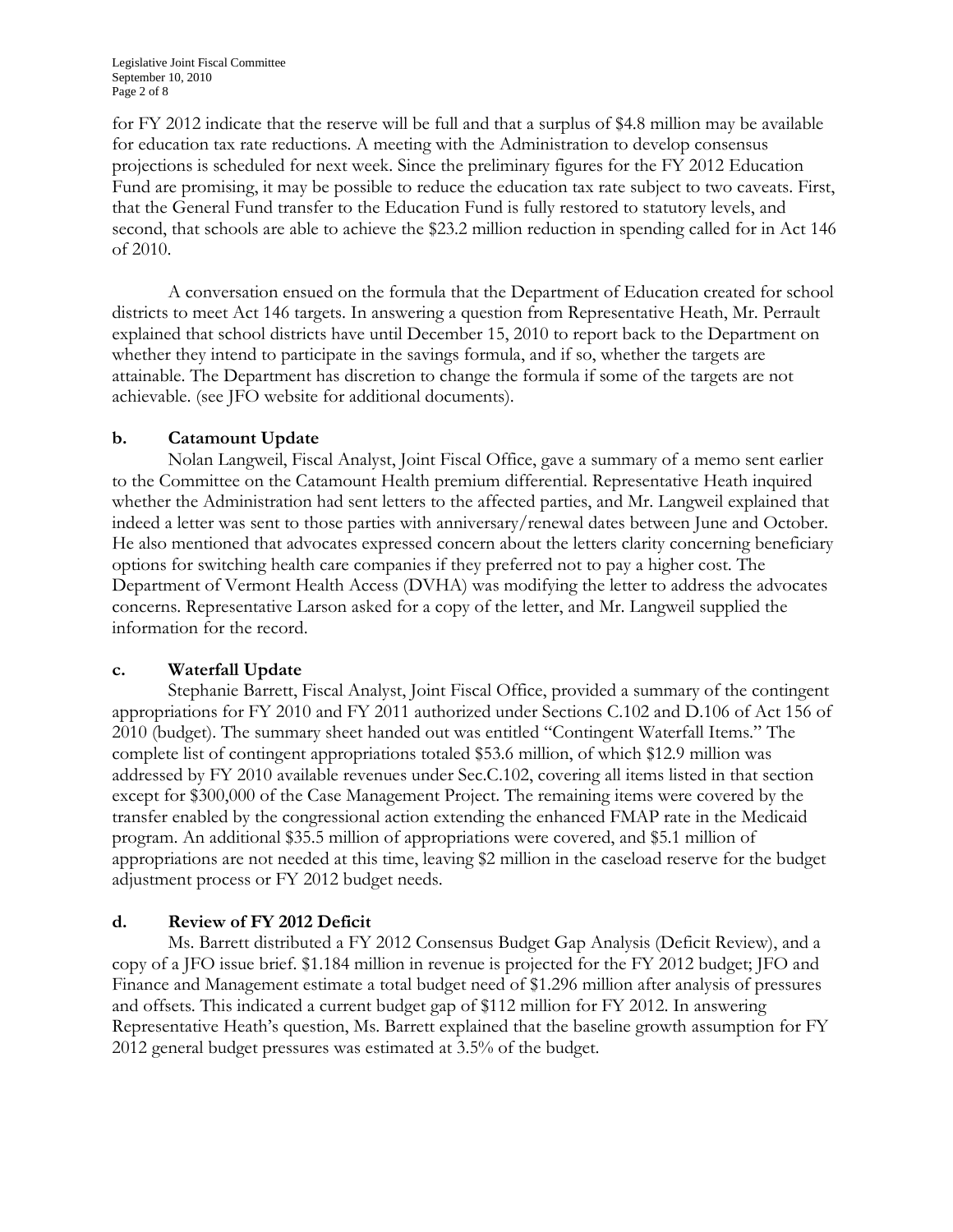for FY 2012 indicate that the reserve will be full and that a surplus of $4.8 million may be available for education tax rate reductions. A meeting with the Administration to develop consensus projections is scheduled for next week. Since the preliminary figures for the FY 2012 Education Fund are promising, it may be possible to reduce the education tax rate subject to two caveats. First, that the General Fund transfer to the Education Fund is fully restored to statutory levels, and second, that schools are able to achieve the $23.2 million reduction in spending called for in Act 146 of 2010.

A conversation ensued on the formula that the Department of Education created for school districts to meet Act 146 targets. In answering a question from Representative Heath, Mr. Perrault explained that school districts have until December 15, 2010 to report back to the Department on whether they intend to participate in the savings formula, and if so, whether the targets are attainable. The Department has discretion to change the formula if some of the targets are not achievable. (see JFO website for additional documents).

### b. Catamount Update

Nolan Langweil, Fiscal Analyst, Joint Fiscal Office, gave a summary of a memo sent earlier to the Committee on the Catamount Health premium differential. Representative Heath inquired whether the Administration had sent letters to the affected parties, and Mr. Langweil explained that indeed a letter was sent to those parties with anniversary/renewal dates between June and October. He also mentioned that advocates expressed concern about the letters clarity concerning beneficiary options for switching health care companies if they preferred not to pay a higher cost. The Department of Vermont Health Access (DVHA) was modifying the letter to address the advocates concerns. Representative Larson asked for a copy of the letter, and Mr. Langweil supplied the information for the record.

### c. Waterfall Update

Stephanie Barrett, Fiscal Analyst, Joint Fiscal Office, provided a summary of the contingent appropriations for FY 2010 and FY 2011 authorized under Sections C.102 and D.106 of Act 156 of 2010 (budget). The summary sheet handed out was entitled "Contingent Waterfall Items." The complete list of contingent appropriations totaled $53.6 million, of which $12.9 million was addressed by FY 2010 available revenues under Sec.C.102, covering all items listed in that section except for $300,000 of the Case Management Project. The remaining items were covered by the transfer enabled by the congressional action extending the enhanced FMAP rate in the Medicaid program. An additional $35.5 million of appropriations were covered, and $5.1 million of appropriations are not needed at this time, leaving $2 million in the caseload reserve for the budget adjustment process or FY 2012 budget needs.

### d. Review of FY 2012 Deficit

Ms. Barrett distributed a FY 2012 Consensus Budget Gap Analysis (Deficit Review), and a copy of a JFO issue brief. $1.184 million in revenue is projected for the FY 2012 budget; JFO and Finance and Management estimate a total budget need of $1.296 million after analysis of pressures and offsets. This indicated a current budget gap of $112 million for FY 2012. In answering Representative Heath's question, Ms. Barrett explained that the baseline growth assumption for FY 2012 general budget pressures was estimated at 3.5% of the budget.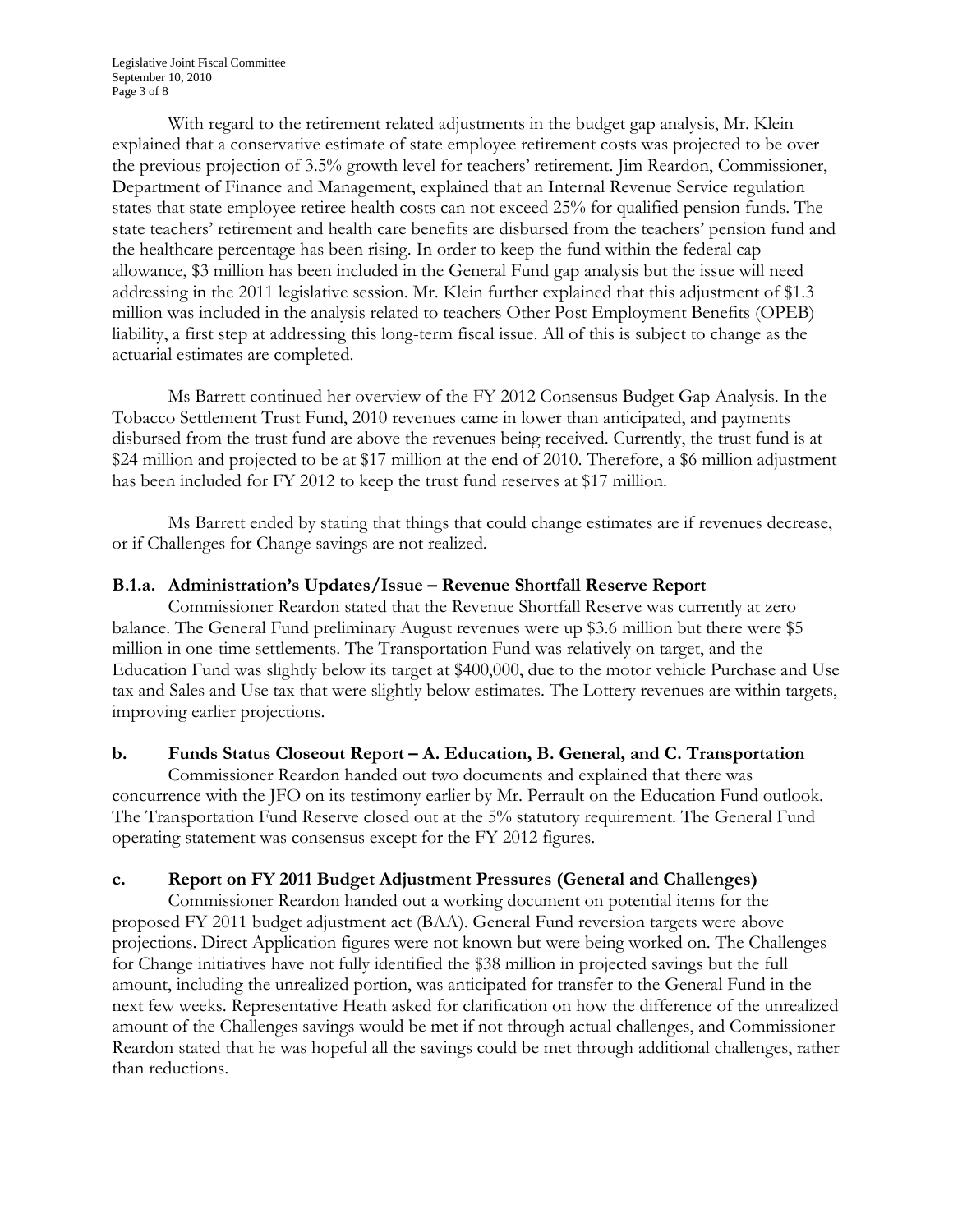With regard to the retirement related adjustments in the budget gap analysis, Mr. Klein explained that a conservative estimate of state employee retirement costs was projected to be over the previous projection of 3.5% growth level for teachers' retirement. Jim Reardon, Commissioner, Department of Finance and Management, explained that an Internal Revenue Service regulation states that state employee retiree health costs can not exceed 25% for qualified pension funds. The state teachers' retirement and health care benefits are disbursed from the teachers' pension fund and the healthcare percentage has been rising. In order to keep the fund within the federal cap allowance, $3 million has been included in the General Fund gap analysis but the issue will need addressing in the 2011 legislative session. Mr. Klein further explained that this adjustment of $1.3 million was included in the analysis related to teachers Other Post Employment Benefits (OPEB) liability, a first step at addressing this long-term fiscal issue. All of this is subject to change as the actuarial estimates are completed.

Ms Barrett continued her overview of the FY 2012 Consensus Budget Gap Analysis. In the Tobacco Settlement Trust Fund, 2010 revenues came in lower than anticipated, and payments disbursed from the trust fund are above the revenues being received. Currently, the trust fund is at $24 million and projected to be at $17 million at the end of 2010. Therefore, a $6 million adjustment has been included for FY 2012 to keep the trust fund reserves at $17 million.

Ms Barrett ended by stating that things that could change estimates are if revenues decrease, or if Challenges for Change savings are not realized.

**B.1.a. Administration's Updates/Issue – Revenue Shortfall Reserve Report**

Commissioner Reardon stated that the Revenue Shortfall Reserve was currently at zero balance. The General Fund preliminary August revenues were up $3.6 million but there were $5 million in one-time settlements. The Transportation Fund was relatively on target, and the Education Fund was slightly below its target at $400,000, due to the motor vehicle Purchase and Use tax and Sales and Use tax that were slightly below estimates. The Lottery revenues are within targets, improving earlier projections.

**b. Funds Status Closeout Report – A. Education, B. General, and C. Transportation**

Commissioner Reardon handed out two documents and explained that there was concurrence with the JFO on its testimony earlier by Mr. Perrault on the Education Fund outlook. The Transportation Fund Reserve closed out at the 5% statutory requirement. The General Fund operating statement was consensus except for the FY 2012 figures.

**c. Report on FY 2011 Budget Adjustment Pressures (General and Challenges)**

Commissioner Reardon handed out a working document on potential items for the proposed FY 2011 budget adjustment act (BAA). General Fund reversion targets were above projections. Direct Application figures were not known but were being worked on. The Challenges for Change initiatives have not fully identified the $38 million in projected savings but the full amount, including the unrealized portion, was anticipated for transfer to the General Fund in the next few weeks. Representative Heath asked for clarification on how the difference of the unrealized amount of the Challenges savings would be met if not through actual challenges, and Commissioner Reardon stated that he was hopeful all the savings could be met through additional challenges, rather than reductions.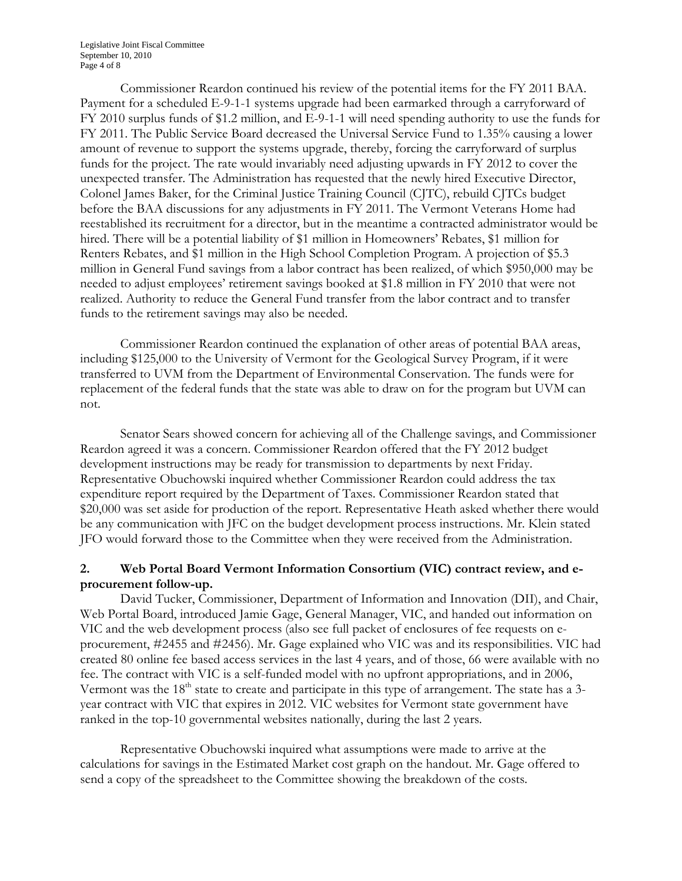Commissioner Reardon continued his review of the potential items for the FY 2011 BAA. Payment for a scheduled E-9-1-1 systems upgrade had been earmarked through a carryforward of FY 2010 surplus funds of $1.2 million, and E-9-1-1 will need spending authority to use the funds for FY 2011. The Public Service Board decreased the Universal Service Fund to 1.35% causing a lower amount of revenue to support the systems upgrade, thereby, forcing the carryforward of surplus funds for the project. The rate would invariably need adjusting upwards in FY 2012 to cover the unexpected transfer. The Administration has requested that the newly hired Executive Director, Colonel James Baker, for the Criminal Justice Training Council (CJTC), rebuild CJTCs budget before the BAA discussions for any adjustments in FY 2011. The Vermont Veterans Home had reestablished its recruitment for a director, but in the meantime a contracted administrator would be hired. There will be a potential liability of $1 million in Homeowners' Rebates, $1 million for Renters Rebates, and $1 million in the High School Completion Program. A projection of $5.3 million in General Fund savings from a labor contract has been realized, of which $950,000 may be needed to adjust employees' retirement savings booked at $1.8 million in FY 2010 that were not realized. Authority to reduce the General Fund transfer from the labor contract and to transfer funds to the retirement savings may also be needed.

Commissioner Reardon continued the explanation of other areas of potential BAA areas, including $125,000 to the University of Vermont for the Geological Survey Program, if it were transferred to UVM from the Department of Environmental Conservation. The funds were for replacement of the federal funds that the state was able to draw on for the program but UVM can not.

Senator Sears showed concern for achieving all of the Challenge savings, and Commissioner Reardon agreed it was a concern. Commissioner Reardon offered that the FY 2012 budget development instructions may be ready for transmission to departments by next Friday. Representative Obuchowski inquired whether Commissioner Reardon could address the tax expenditure report required by the Department of Taxes. Commissioner Reardon stated that $20,000 was set aside for production of the report. Representative Heath asked whether there would be any communication with JFC on the budget development process instructions. Mr. Klein stated JFO would forward those to the Committee when they were received from the Administration.

## 2. Web Portal Board Vermont Information Consortium (VIC) contract review, and e-procurement follow-up.

David Tucker, Commissioner, Department of Information and Innovation (DII), and Chair, Web Portal Board, introduced Jamie Gage, General Manager, VIC, and handed out information on VIC and the web development process (also see full packet of enclosures of fee requests on e-procurement, #2455 and #2456). Mr. Gage explained who VIC was and its responsibilities. VIC had created 80 online fee based access services in the last 4 years, and of those, 66 were available with no fee. The contract with VIC is a self-funded model with no upfront appropriations, and in 2006, Vermont was the 18th state to create and participate in this type of arrangement. The state has a 3-year contract with VIC that expires in 2012. VIC websites for Vermont state government have ranked in the top-10 governmental websites nationally, during the last 2 years.

Representative Obuchowski inquired what assumptions were made to arrive at the calculations for savings in the Estimated Market cost graph on the handout. Mr. Gage offered to send a copy of the spreadsheet to the Committee showing the breakdown of the costs.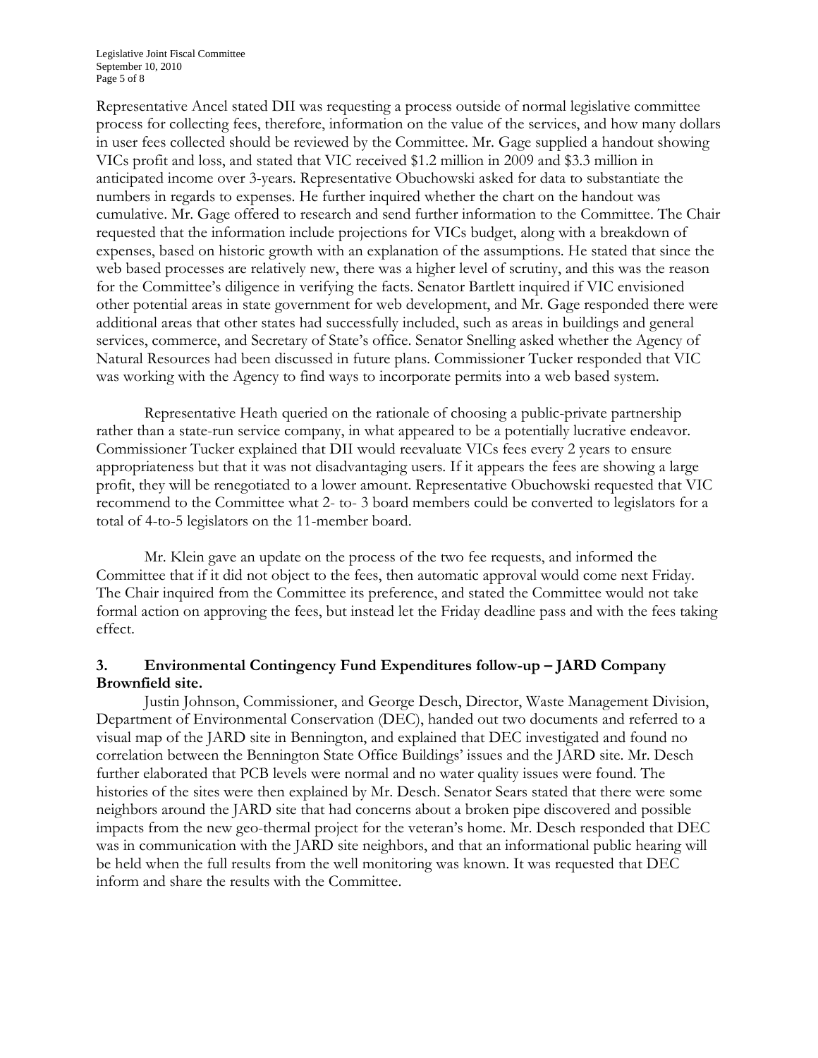Representative Ancel stated DII was requesting a process outside of normal legislative committee process for collecting fees, therefore, information on the value of the services, and how many dollars in user fees collected should be reviewed by the Committee. Mr. Gage supplied a handout showing VICs profit and loss, and stated that VIC received $1.2 million in 2009 and $3.3 million in anticipated income over 3-years. Representative Obuchowski asked for data to substantiate the numbers in regards to expenses. He further inquired whether the chart on the handout was cumulative. Mr. Gage offered to research and send further information to the Committee. The Chair requested that the information include projections for VICs budget, along with a breakdown of expenses, based on historic growth with an explanation of the assumptions. He stated that since the web based processes are relatively new, there was a higher level of scrutiny, and this was the reason for the Committee's diligence in verifying the facts. Senator Bartlett inquired if VIC envisioned other potential areas in state government for web development, and Mr. Gage responded there were additional areas that other states had successfully included, such as areas in buildings and general services, commerce, and Secretary of State's office. Senator Snelling asked whether the Agency of Natural Resources had been discussed in future plans. Commissioner Tucker responded that VIC was working with the Agency to find ways to incorporate permits into a web based system.

Representative Heath queried on the rationale of choosing a public-private partnership rather than a state-run service company, in what appeared to be a potentially lucrative endeavor. Commissioner Tucker explained that DII would reevaluate VICs fees every 2 years to ensure appropriateness but that it was not disadvantaging users. If it appears the fees are showing a large profit, they will be renegotiated to a lower amount. Representative Obuchowski requested that VIC recommend to the Committee what 2- to- 3 board members could be converted to legislators for a total of 4-to-5 legislators on the 11-member board.

Mr. Klein gave an update on the process of the two fee requests, and informed the Committee that if it did not object to the fees, then automatic approval would come next Friday. The Chair inquired from the Committee its preference, and stated the Committee would not take formal action on approving the fees, but instead let the Friday deadline pass and with the fees taking effect.

### 3. Environmental Contingency Fund Expenditures follow-up – JARD Company Brownfield site.

Justin Johnson, Commissioner, and George Desch, Director, Waste Management Division, Department of Environmental Conservation (DEC), handed out two documents and referred to a visual map of the JARD site in Bennington, and explained that DEC investigated and found no correlation between the Bennington State Office Buildings' issues and the JARD site. Mr. Desch further elaborated that PCB levels were normal and no water quality issues were found. The histories of the sites were then explained by Mr. Desch. Senator Sears stated that there were some neighbors around the JARD site that had concerns about a broken pipe discovered and possible impacts from the new geo-thermal project for the veteran's home. Mr. Desch responded that DEC was in communication with the JARD site neighbors, and that an informational public hearing will be held when the full results from the well monitoring was known. It was requested that DEC inform and share the results with the Committee.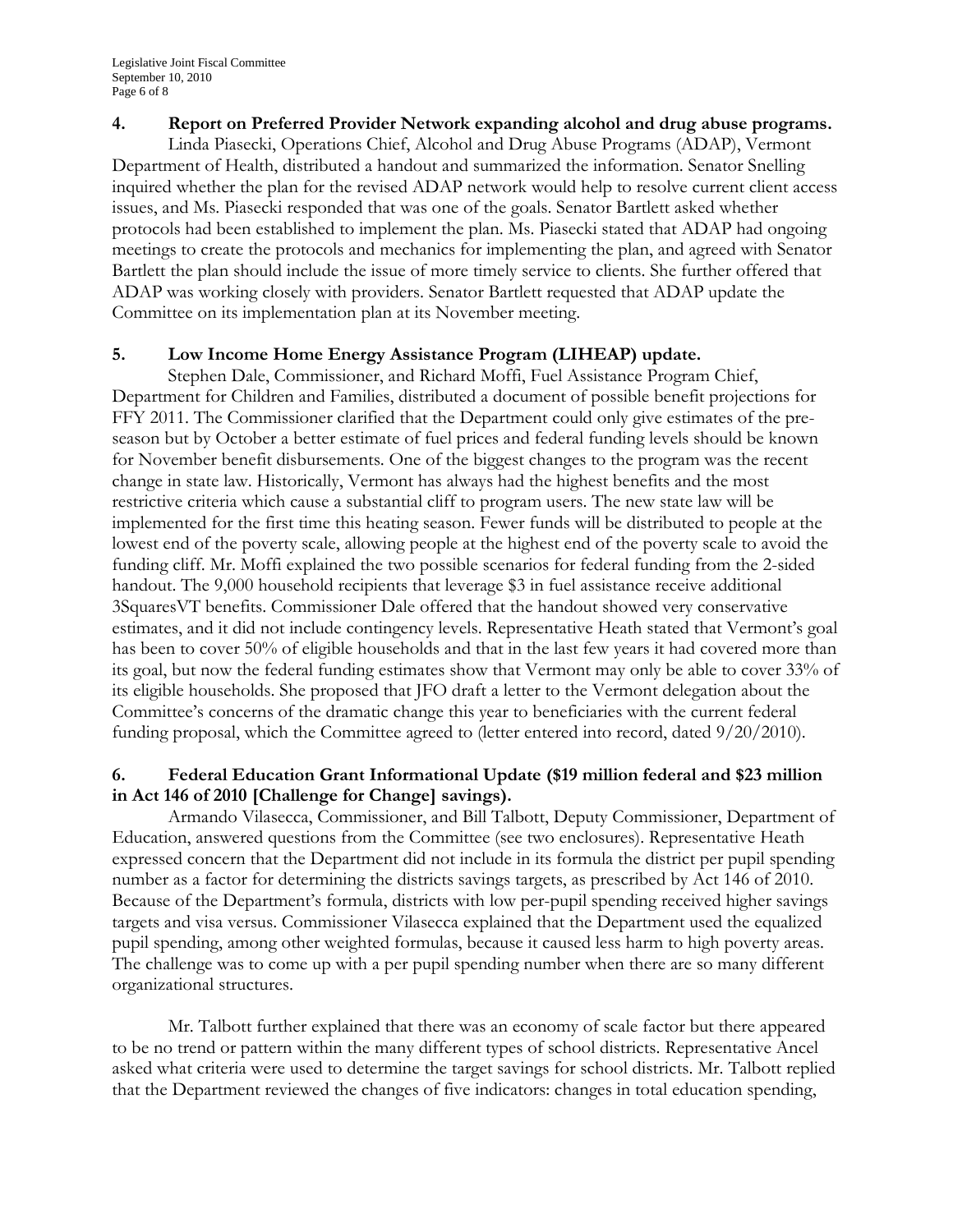**4. Report on Preferred Provider Network expanding alcohol and drug abuse programs.**

Linda Piasecki, Operations Chief, Alcohol and Drug Abuse Programs (ADAP), Vermont Department of Health, distributed a handout and summarized the information. Senator Snelling inquired whether the plan for the revised ADAP network would help to resolve current client access issues, and Ms. Piasecki responded that was one of the goals. Senator Bartlett asked whether protocols had been established to implement the plan. Ms. Piasecki stated that ADAP had ongoing meetings to create the protocols and mechanics for implementing the plan, and agreed with Senator Bartlett the plan should include the issue of more timely service to clients. She further offered that ADAP was working closely with providers. Senator Bartlett requested that ADAP update the Committee on its implementation plan at its November meeting.

**5. Low Income Home Energy Assistance Program (LIHEAP) update.**

Stephen Dale, Commissioner, and Richard Moffi, Fuel Assistance Program Chief, Department for Children and Families, distributed a document of possible benefit projections for FFY 2011. The Commissioner clarified that the Department could only give estimates of the pre-season but by October a better estimate of fuel prices and federal funding levels should be known for November benefit disbursements. One of the biggest changes to the program was the recent change in state law. Historically, Vermont has always had the highest benefits and the most restrictive criteria which cause a substantial cliff to program users. The new state law will be implemented for the first time this heating season. Fewer funds will be distributed to people at the lowest end of the poverty scale, allowing people at the highest end of the poverty scale to avoid the funding cliff. Mr. Moffi explained the two possible scenarios for federal funding from the 2-sided handout. The 9,000 household recipients that leverage $3 in fuel assistance receive additional 3SquaresVT benefits. Commissioner Dale offered that the handout showed very conservative estimates, and it did not include contingency levels. Representative Heath stated that Vermont's goal has been to cover 50% of eligible households and that in the last few years it had covered more than its goal, but now the federal funding estimates show that Vermont may only be able to cover 33% of its eligible households. She proposed that JFO draft a letter to the Vermont delegation about the Committee's concerns of the dramatic change this year to beneficiaries with the current federal funding proposal, which the Committee agreed to (letter entered into record, dated 9/20/2010).

**6. Federal Education Grant Informational Update ($19 million federal and $23 million in Act 146 of 2010 [Challenge for Change] savings).**

Armando Vilasecca, Commissioner, and Bill Talbott, Deputy Commissioner, Department of Education, answered questions from the Committee (see two enclosures). Representative Heath expressed concern that the Department did not include in its formula the district per pupil spending number as a factor for determining the districts savings targets, as prescribed by Act 146 of 2010. Because of the Department's formula, districts with low per-pupil spending received higher savings targets and visa versus. Commissioner Vilasecca explained that the Department used the equalized pupil spending, among other weighted formulas, because it caused less harm to high poverty areas. The challenge was to come up with a per pupil spending number when there are so many different organizational structures.

Mr. Talbott further explained that there was an economy of scale factor but there appeared to be no trend or pattern within the many different types of school districts. Representative Ancel asked what criteria were used to determine the target savings for school districts. Mr. Talbott replied that the Department reviewed the changes of five indicators: changes in total education spending,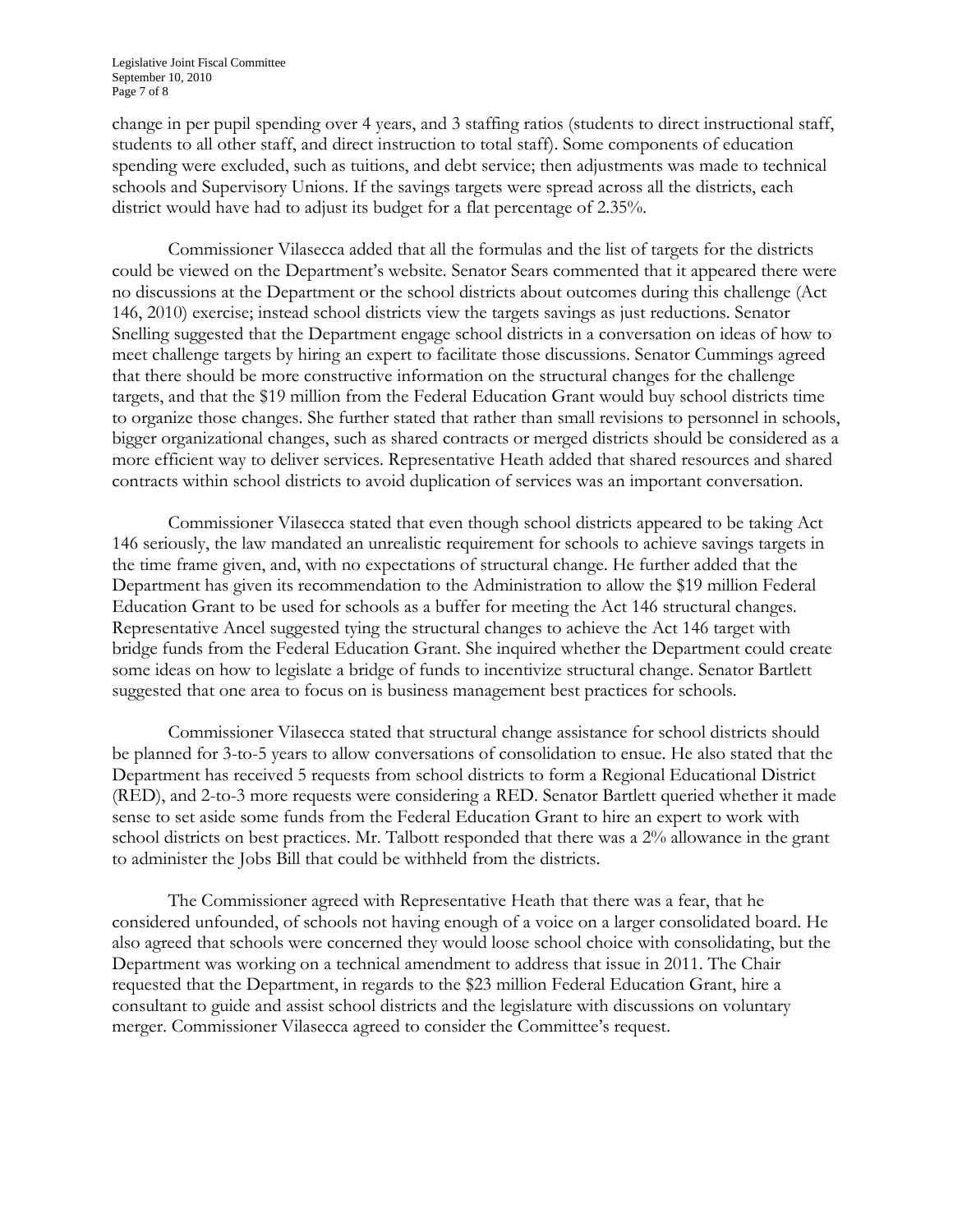change in per pupil spending over 4 years, and 3 staffing ratios (students to direct instructional staff, students to all other staff, and direct instruction to total staff). Some components of education spending were excluded, such as tuitions, and debt service; then adjustments was made to technical schools and Supervisory Unions. If the savings targets were spread across all the districts, each district would have had to adjust its budget for a flat percentage of 2.35%.

Commissioner Vilasecca added that all the formulas and the list of targets for the districts could be viewed on the Department's website. Senator Sears commented that it appeared there were no discussions at the Department or the school districts about outcomes during this challenge (Act 146, 2010) exercise; instead school districts view the targets savings as just reductions. Senator Snelling suggested that the Department engage school districts in a conversation on ideas of how to meet challenge targets by hiring an expert to facilitate those discussions. Senator Cummings agreed that there should be more constructive information on the structural changes for the challenge targets, and that the $19 million from the Federal Education Grant would buy school districts time to organize those changes. She further stated that rather than small revisions to personnel in schools, bigger organizational changes, such as shared contracts or merged districts should be considered as a more efficient way to deliver services. Representative Heath added that shared resources and shared contracts within school districts to avoid duplication of services was an important conversation.

Commissioner Vilasecca stated that even though school districts appeared to be taking Act 146 seriously, the law mandated an unrealistic requirement for schools to achieve savings targets in the time frame given, and, with no expectations of structural change. He further added that the Department has given its recommendation to the Administration to allow the $19 million Federal Education Grant to be used for schools as a buffer for meeting the Act 146 structural changes. Representative Ancel suggested tying the structural changes to achieve the Act 146 target with bridge funds from the Federal Education Grant. She inquired whether the Department could create some ideas on how to legislate a bridge of funds to incentivize structural change. Senator Bartlett suggested that one area to focus on is business management best practices for schools.

Commissioner Vilasecca stated that structural change assistance for school districts should be planned for 3-to-5 years to allow conversations of consolidation to ensue. He also stated that the Department has received 5 requests from school districts to form a Regional Educational District (RED), and 2-to-3 more requests were considering a RED. Senator Bartlett queried whether it made sense to set aside some funds from the Federal Education Grant to hire an expert to work with school districts on best practices. Mr. Talbott responded that there was a 2% allowance in the grant to administer the Jobs Bill that could be withheld from the districts.

The Commissioner agreed with Representative Heath that there was a fear, that he considered unfounded, of schools not having enough of a voice on a larger consolidated board. He also agreed that schools were concerned they would loose school choice with consolidating, but the Department was working on a technical amendment to address that issue in 2011. The Chair requested that the Department, in regards to the $23 million Federal Education Grant, hire a consultant to guide and assist school districts and the legislature with discussions on voluntary merger. Commissioner Vilasecca agreed to consider the Committee's request.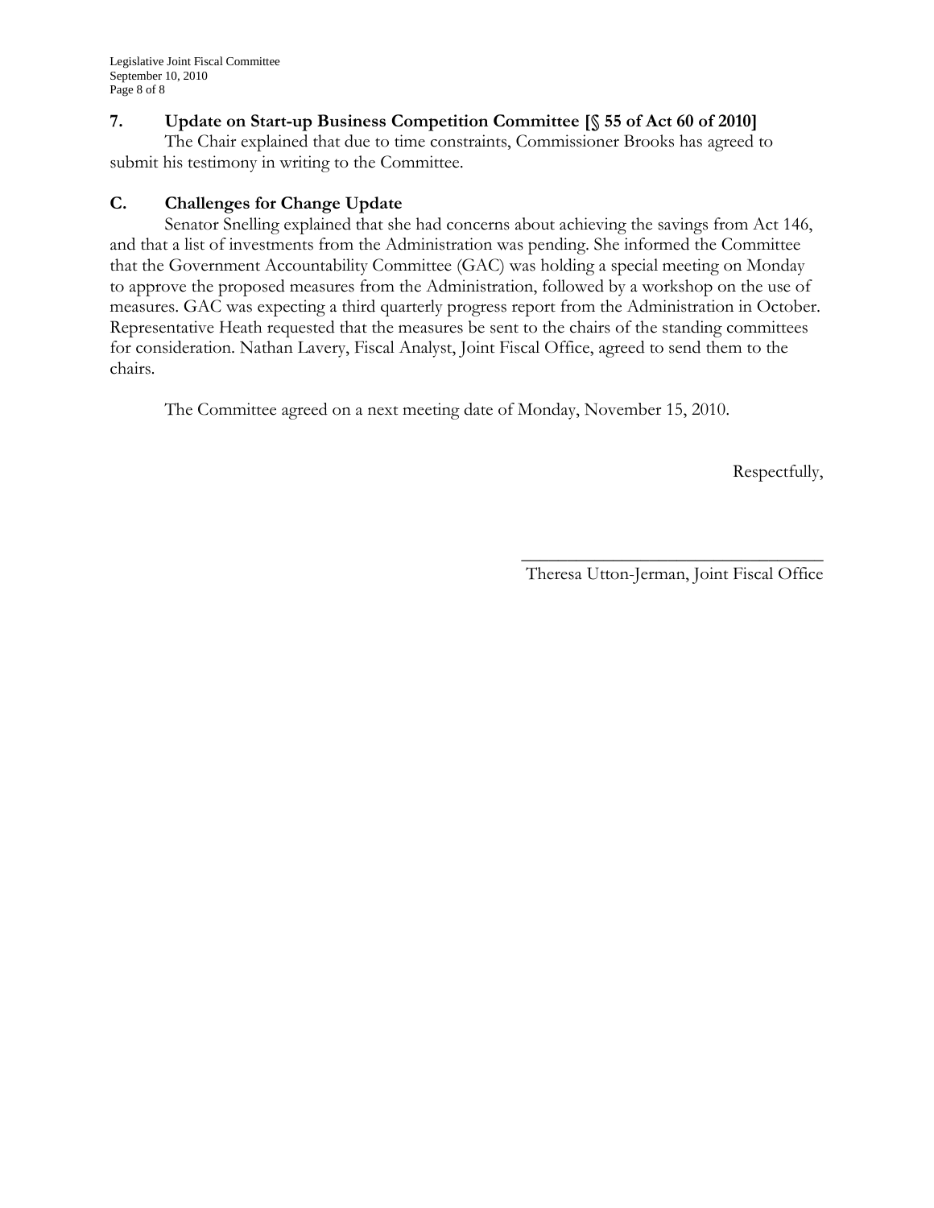### 7. Update on Start-up Business Competition Committee [§ 55 of Act 60 of 2010]

The Chair explained that due to time constraints, Commissioner Brooks has agreed to submit his testimony in writing to the Committee.

### C. Challenges for Change Update

Senator Snelling explained that she had concerns about achieving the savings from Act 146, and that a list of investments from the Administration was pending. She informed the Committee that the Government Accountability Committee (GAC) was holding a special meeting on Monday to approve the proposed measures from the Administration, followed by a workshop on the use of measures. GAC was expecting a third quarterly progress report from the Administration in October. Representative Heath requested that the measures be sent to the chairs of the standing committees for consideration. Nathan Lavery, Fiscal Analyst, Joint Fiscal Office, agreed to send them to the chairs.

The Committee agreed on a next meeting date of Monday, November 15, 2010.

Respectfully,

_________________________________

Theresa Utton-Jerman, Joint Fiscal Office